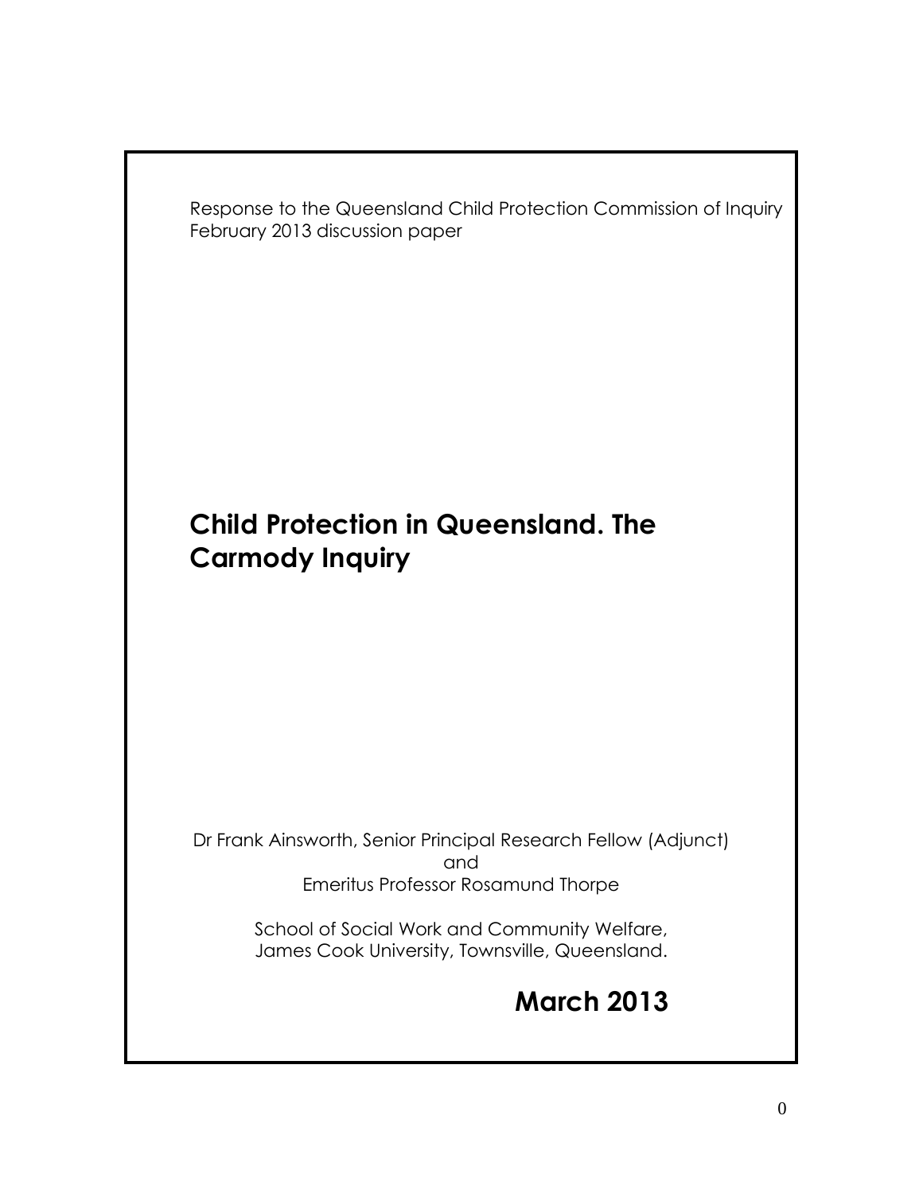Response to the Queensland Child Protection Commission of Inquiry February 2013 discussion paper

# Child Protection in Queensland. The Carmody Inquiry

Dr Frank Ainsworth, Senior Principal Research Fellow (Adjunct)
and
Emeritus Professor Rosamund Thorpe

School of Social Work and Community Welfare,
James Cook University, Townsville, Queensland.

**March 2013**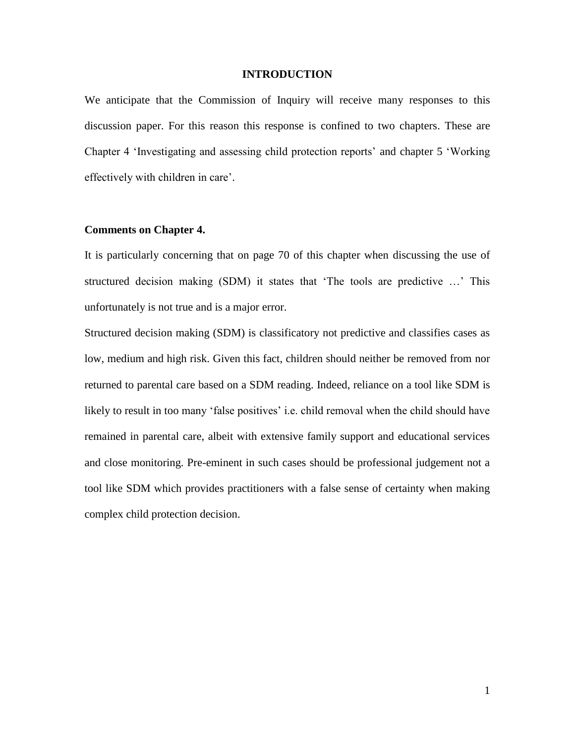# INTRODUCTION

We anticipate that the Commission of Inquiry will receive many responses to this discussion paper. For this reason this response is confined to two chapters. These are Chapter 4 'Investigating and assessing child protection reports' and chapter 5 'Working effectively with children in care'.

## Comments on Chapter 4.

It is particularly concerning that on page 70 of this chapter when discussing the use of structured decision making (SDM) it states that 'The tools are predictive …' This unfortunately is not true and is a major error.

Structured decision making (SDM) is classificatory not predictive and classifies cases as low, medium and high risk. Given this fact, children should neither be removed from nor returned to parental care based on a SDM reading. Indeed, reliance on a tool like SDM is likely to result in too many 'false positives' i.e. child removal when the child should have remained in parental care, albeit with extensive family support and educational services and close monitoring. Pre-eminent in such cases should be professional judgement not a tool like SDM which provides practitioners with a false sense of certainty when making complex child protection decision.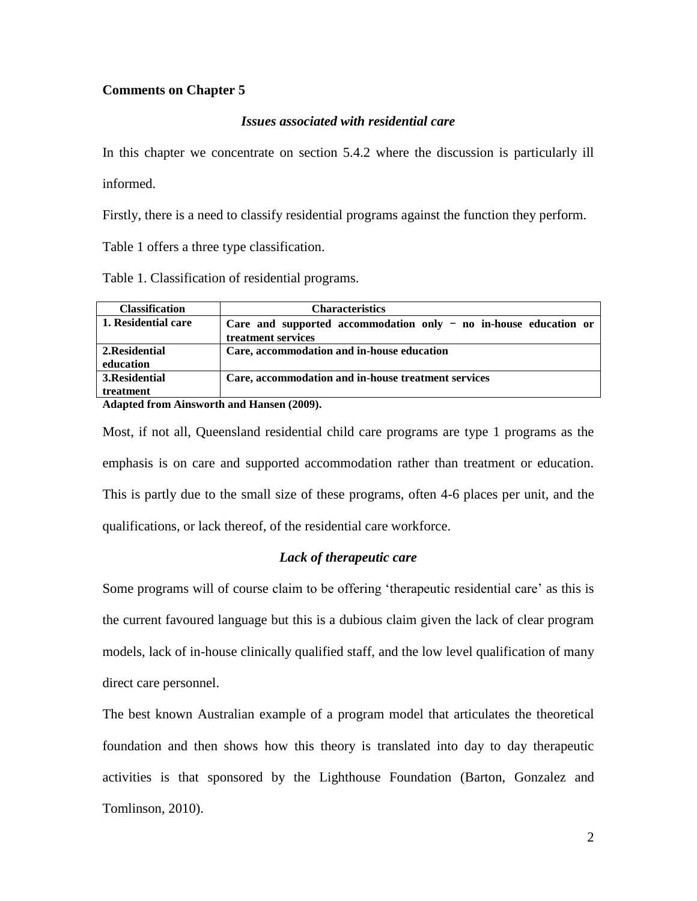**Comments on Chapter 5**

### *Issues associated with residential care*

In this chapter we concentrate on section 5.4.2 where the discussion is particularly ill informed.

Firstly, there is a need to classify residential programs against the function they perform.

Table 1 offers a three type classification.

Table 1. Classification of residential programs.

| **Classification** | **Characteristics** |
|---|---|
| **1. Residential care** | **Care and supported accommodation only − no in-house education or treatment services** |
| **2.Residential education** | **Care, accommodation and in-house education** |
| **3.Residential treatment** | **Care, accommodation and in-house treatment services** |

**Adapted from Ainsworth and Hansen (2009).**

Most, if not all, Queensland residential child care programs are type 1 programs as the emphasis is on care and supported accommodation rather than treatment or education. This is partly due to the small size of these programs, often 4-6 places per unit, and the qualifications, or lack thereof, of the residential care workforce.

### *Lack of therapeutic care*

Some programs will of course claim to be offering 'therapeutic residential care' as this is the current favoured language but this is a dubious claim given the lack of clear program models, lack of in-house clinically qualified staff, and the low level qualification of many direct care personnel.

The best known Australian example of a program model that articulates the theoretical foundation and then shows how this theory is translated into day to day therapeutic activities is that sponsored by the Lighthouse Foundation (Barton, Gonzalez and Tomlinson, 2010).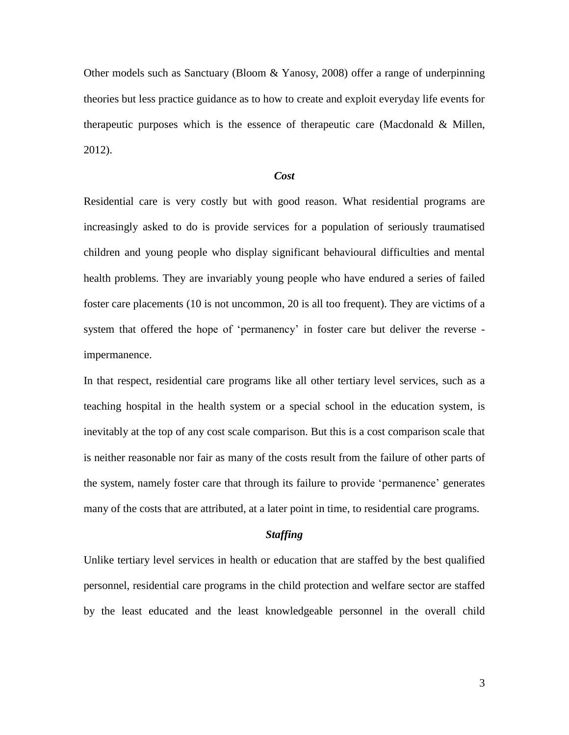Other models such as Sanctuary (Bloom & Yanosy, 2008) offer a range of underpinning theories but less practice guidance as to how to create and exploit everyday life events for therapeutic purposes which is the essence of therapeutic care (Macdonald & Millen, 2012).

### *Cost*

Residential care is very costly but with good reason. What residential programs are increasingly asked to do is provide services for a population of seriously traumatised children and young people who display significant behavioural difficulties and mental health problems. They are invariably young people who have endured a series of failed foster care placements (10 is not uncommon, 20 is all too frequent). They are victims of a system that offered the hope of 'permanency' in foster care but deliver the reverse - impermanence.

In that respect, residential care programs like all other tertiary level services, such as a teaching hospital in the health system or a special school in the education system, is inevitably at the top of any cost scale comparison. But this is a cost comparison scale that is neither reasonable nor fair as many of the costs result from the failure of other parts of the system, namely foster care that through its failure to provide 'permanence' generates many of the costs that are attributed, at a later point in time, to residential care programs.

### *Staffing*

Unlike tertiary level services in health or education that are staffed by the best qualified personnel, residential care programs in the child protection and welfare sector are staffed by the least educated and the least knowledgeable personnel in the overall child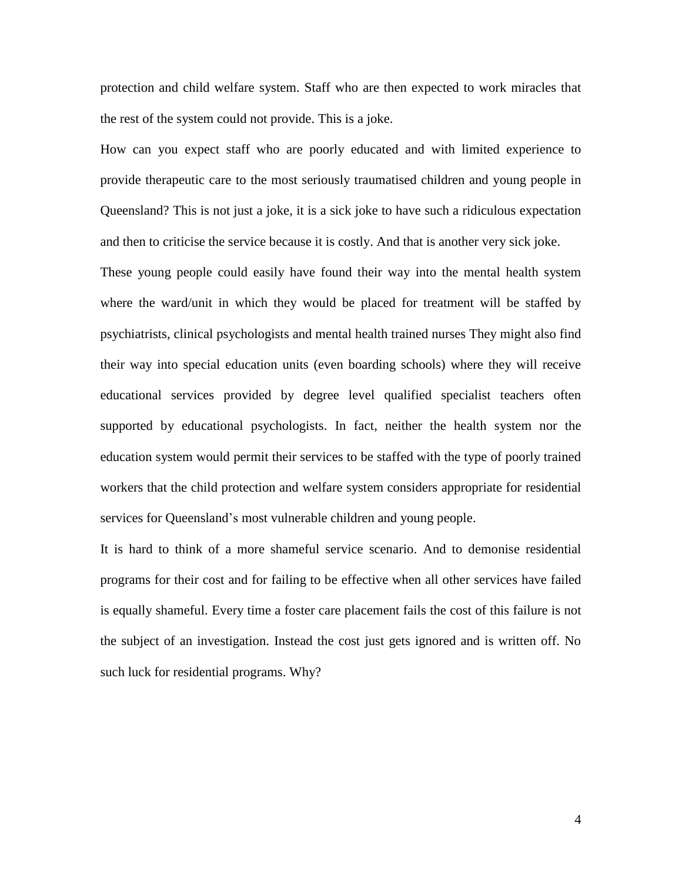protection and child welfare system. Staff who are then expected to work miracles that the rest of the system could not provide. This is a joke.

How can you expect staff who are poorly educated and with limited experience to provide therapeutic care to the most seriously traumatised children and young people in Queensland? This is not just a joke, it is a sick joke to have such a ridiculous expectation and then to criticise the service because it is costly. And that is another very sick joke.

These young people could easily have found their way into the mental health system where the ward/unit in which they would be placed for treatment will be staffed by psychiatrists, clinical psychologists and mental health trained nurses They might also find their way into special education units (even boarding schools) where they will receive educational services provided by degree level qualified specialist teachers often supported by educational psychologists. In fact, neither the health system nor the education system would permit their services to be staffed with the type of poorly trained workers that the child protection and welfare system considers appropriate for residential services for Queensland's most vulnerable children and young people.

It is hard to think of a more shameful service scenario. And to demonise residential programs for their cost and for failing to be effective when all other services have failed is equally shameful. Every time a foster care placement fails the cost of this failure is not the subject of an investigation. Instead the cost just gets ignored and is written off. No such luck for residential programs. Why?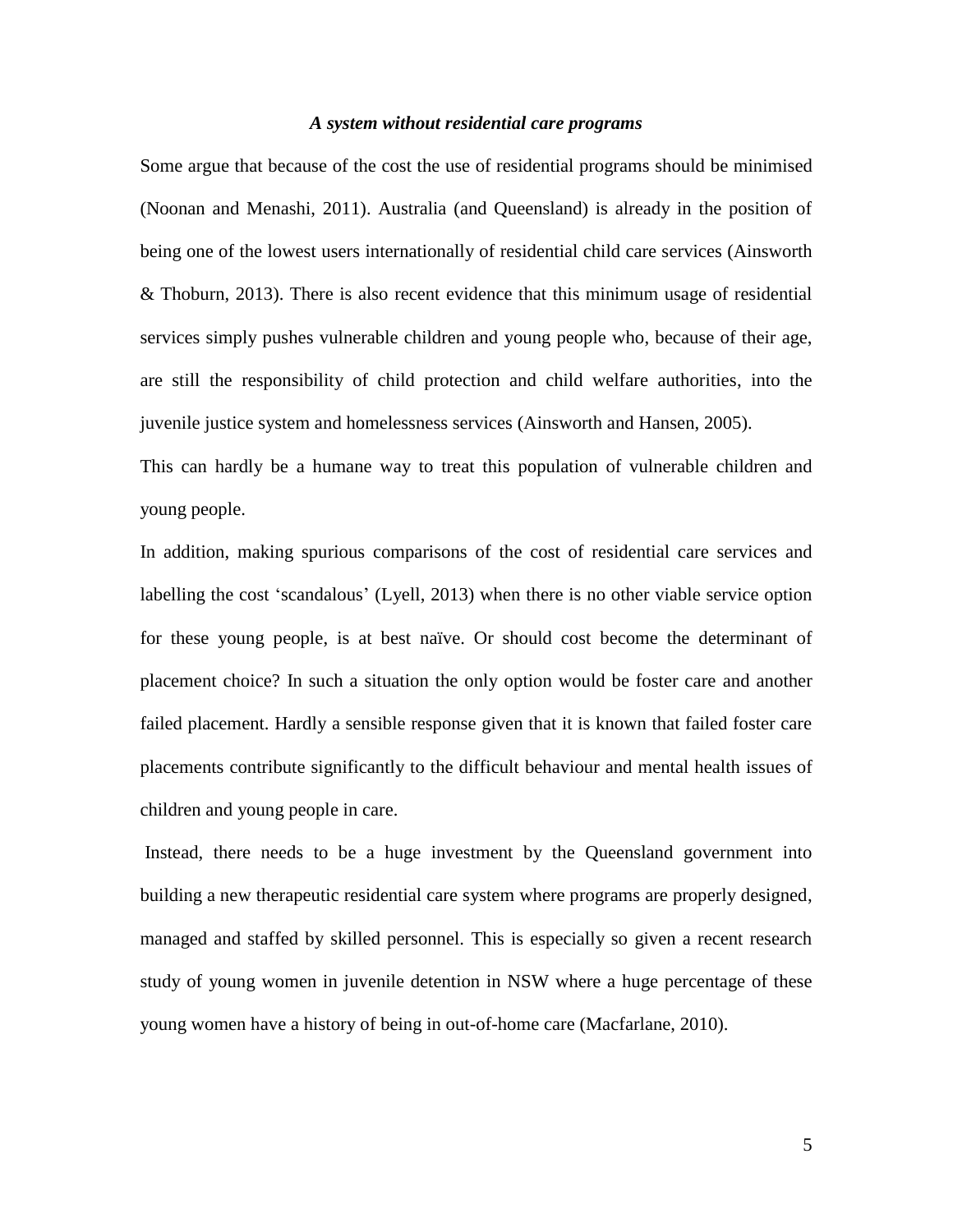### *A system without residential care programs*

Some argue that because of the cost the use of residential programs should be minimised (Noonan and Menashi, 2011). Australia (and Queensland) is already in the position of being one of the lowest users internationally of residential child care services (Ainsworth & Thoburn, 2013). There is also recent evidence that this minimum usage of residential services simply pushes vulnerable children and young people who, because of their age, are still the responsibility of child protection and child welfare authorities, into the juvenile justice system and homelessness services (Ainsworth and Hansen, 2005).

This can hardly be a humane way to treat this population of vulnerable children and young people.

In addition, making spurious comparisons of the cost of residential care services and labelling the cost 'scandalous' (Lyell, 2013) when there is no other viable service option for these young people, is at best naïve. Or should cost become the determinant of placement choice? In such a situation the only option would be foster care and another failed placement. Hardly a sensible response given that it is known that failed foster care placements contribute significantly to the difficult behaviour and mental health issues of children and young people in care.

Instead, there needs to be a huge investment by the Queensland government into building a new therapeutic residential care system where programs are properly designed, managed and staffed by skilled personnel. This is especially so given a recent research study of young women in juvenile detention in NSW where a huge percentage of these young women have a history of being in out-of-home care (Macfarlane, 2010).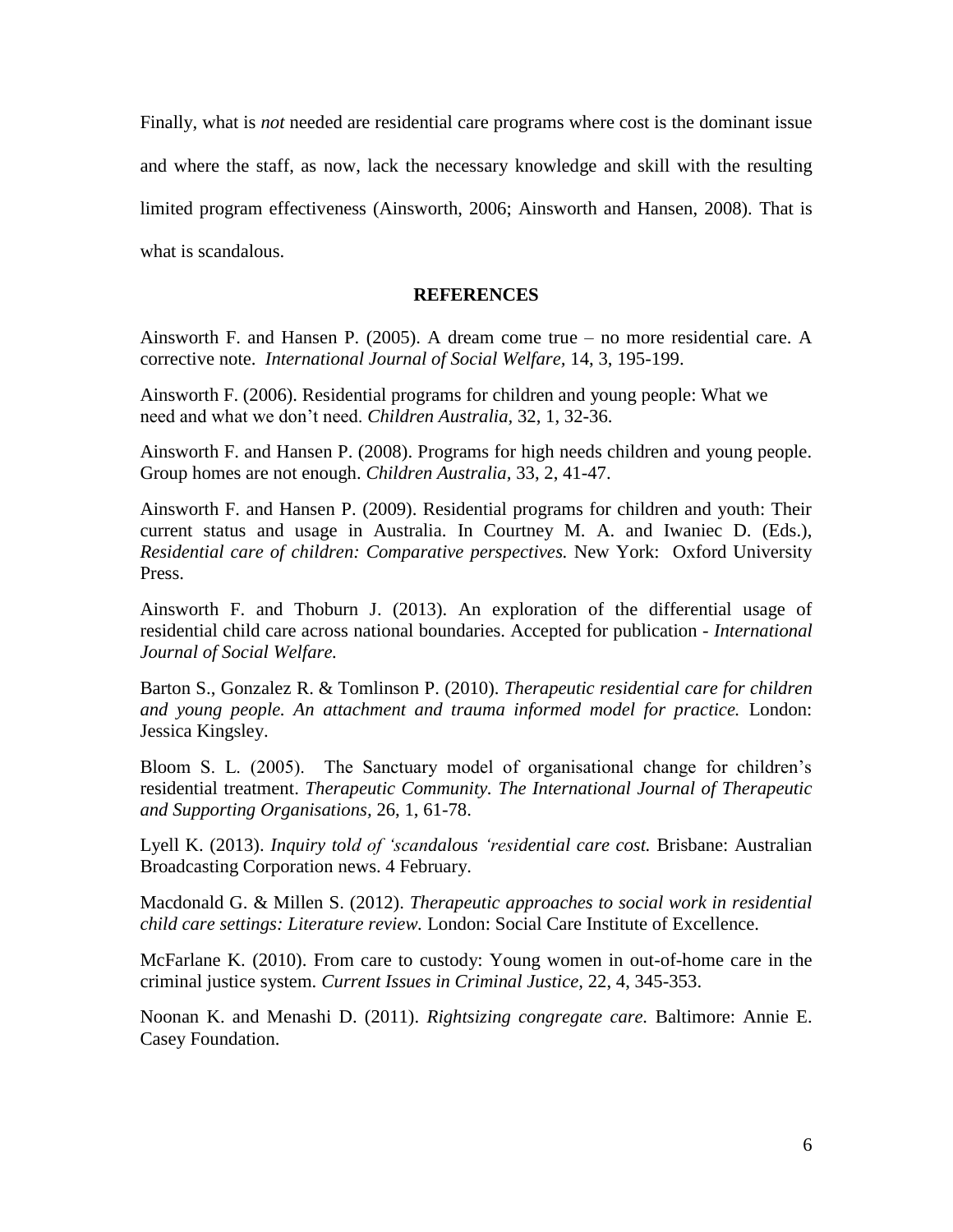Finally, what is *not* needed are residential care programs where cost is the dominant issue and where the staff, as now, lack the necessary knowledge and skill with the resulting limited program effectiveness (Ainsworth, 2006; Ainsworth and Hansen, 2008). That is what is scandalous.

## REFERENCES

Ainsworth F. and Hansen P. (2005). A dream come true – no more residential care. A corrective note. *International Journal of Social Welfare,* 14, 3, 195-199.

Ainsworth F. (2006). Residential programs for children and young people: What we need and what we don't need. *Children Australia,* 32, 1, 32-36.

Ainsworth F. and Hansen P. (2008). Programs for high needs children and young people. Group homes are not enough. *Children Australia,* 33, 2, 41-47.

Ainsworth F. and Hansen P. (2009). Residential programs for children and youth: Their current status and usage in Australia. In Courtney M. A. and Iwaniec D. (Eds.), *Residential care of children: Comparative perspectives.* New York: Oxford University Press.

Ainsworth F. and Thoburn J. (2013). An exploration of the differential usage of residential child care across national boundaries. Accepted for publication - *International Journal of Social Welfare.*

Barton S., Gonzalez R. & Tomlinson P. (2010). *Therapeutic residential care for children and young people. An attachment and trauma informed model for practice.* London: Jessica Kingsley.

Bloom S. L. (2005). The Sanctuary model of organisational change for children's residential treatment. *Therapeutic Community. The International Journal of Therapeutic and Supporting Organisations,* 26, 1, 61-78.

Lyell K. (2013). *Inquiry told of 'scandalous 'residential care cost.* Brisbane: Australian Broadcasting Corporation news. 4 February.

Macdonald G. & Millen S. (2012). *Therapeutic approaches to social work in residential child care settings: Literature review.* London: Social Care Institute of Excellence.

McFarlane K. (2010). From care to custody: Young women in out-of-home care in the criminal justice system. *Current Issues in Criminal Justice,* 22, 4, 345-353.

Noonan K. and Menashi D. (2011). *Rightsizing congregate care.* Baltimore: Annie E. Casey Foundation.